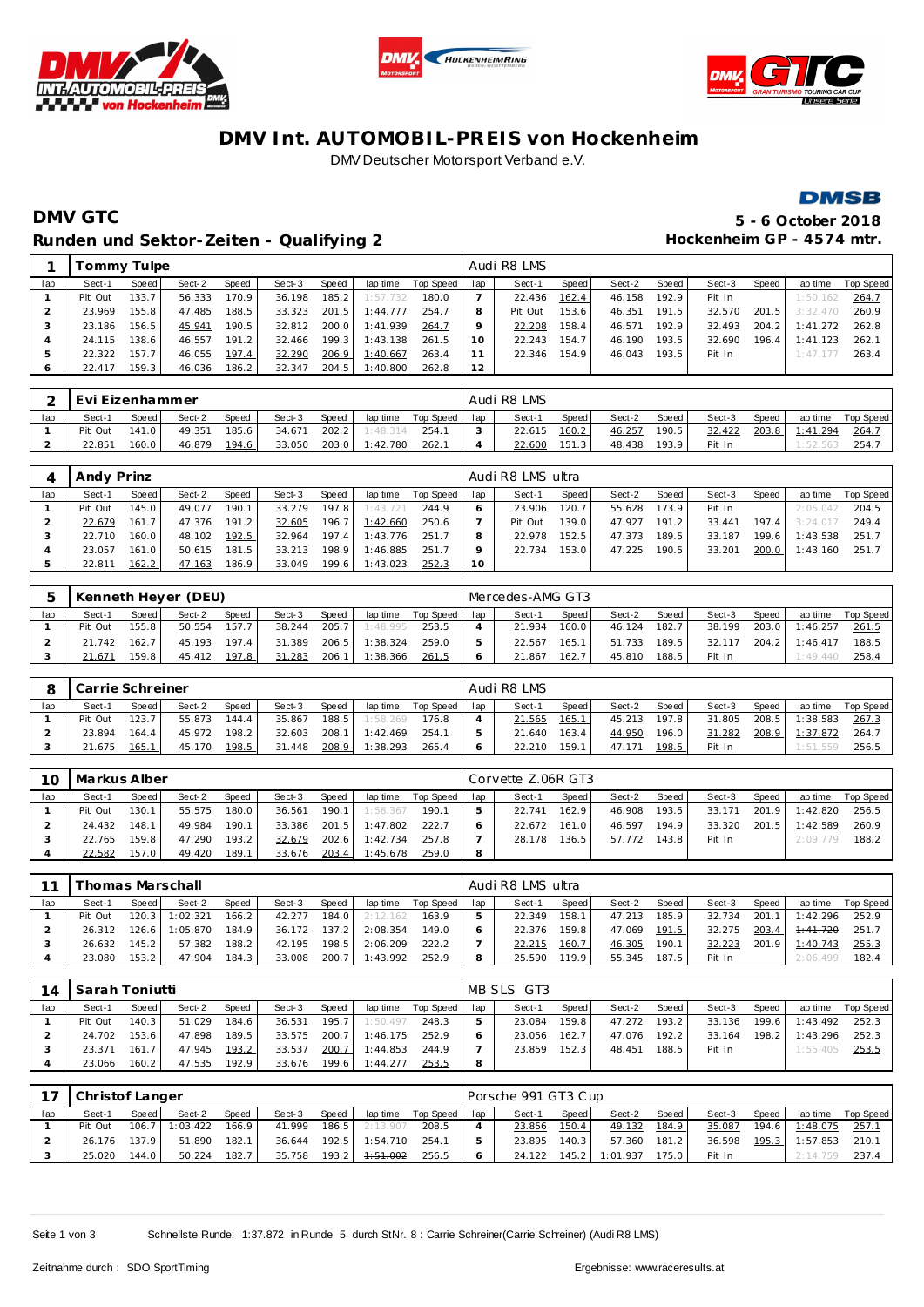# DMV Int. AUTOMOBIL-PREIS von Hockenheim

DMV Deutscher Motorsport Verband e.V.

## DMV GTC

**5 - 6 October 2018**

### Runden und Sektor-Zeiten - Qualifying 2

**Hockenheim GP - 4574 mtr.**

| 1 | Tommy Tulpe | | | | | | | | Audi R8 LMS | | | | | | | | | |
|---|---|---|---|---|---|---|---|---|---|---|---|---|---|---|---|---|---|---|
| lap | Sect-1 | Speed | Sect-2 | Speed | Sect-3 | Speed | lap time | Top Speed | lap | Sect-1 | Speed | Sect-2 | Speed | Sect-3 | Speed | lap time | Top Speed |
| 1 | Pit Out | 133.7 | 56.333 | 170.9 | 36.198 | 185.2 | 1:57.732 | 180.0 | 7 | 22.436 | 162.4 | 46.158 | 192.9 | Pit In | | 1:50.162 | 264.7 |
| 2 | 23.969 | 155.8 | 47.485 | 188.5 | 33.323 | 201.5 | 1:44.777 | 254.7 | 8 | Pit Out | 153.6 | 46.351 | 191.5 | 32.570 | 201.5 | 3:32.470 | 260.9 |
| 3 | 23.186 | 156.5 | 45.941 | 190.5 | 32.812 | 200.0 | 1:41.939 | 264.7 | 9 | 22.208 | 158.4 | 46.571 | 192.9 | 32.493 | 204.2 | 1:41.272 | 262.8 |
| 4 | 24.115 | 138.6 | 46.557 | 191.2 | 32.466 | 199.3 | 1:43.138 | 261.5 | 10 | 22.243 | 154.7 | 46.190 | 193.5 | 32.690 | 196.4 | 1:41.123 | 262.1 |
| 5 | 22.322 | 157.7 | 46.055 | 197.4 | 32.290 | 206.9 | 1:40.667 | 263.4 | 11 | 22.346 | 154.9 | 46.043 | 193.5 | Pit In | | 1:47.177 | 263.4 |
| 6 | 22.417 | 159.3 | 46.036 | 186.2 | 32.347 | 204.5 | 1:40.800 | 262.8 | 12 | | | | | | | | |

| 2 | Evi Eizenhammer | | | | | | | | Audi R8 LMS | | | | | | | | | |
|---|---|---|---|---|---|---|---|---|---|---|---|---|---|---|---|---|---|---|
| lap | Sect-1 | Speed | Sect-2 | Speed | Sect-3 | Speed | lap time | Top Speed | lap | Sect-1 | Speed | Sect-2 | Speed | Sect-3 | Speed | lap time | Top Speed |
| 1 | Pit Out | 141.0 | 49.351 | 185.6 | 34.671 | 202.2 | 1:48.314 | 254.1 | 3 | 22.615 | 160.2 | 46.257 | 190.5 | 32.422 | 203.8 | 1:41.294 | 264.7 |
| 2 | 22.851 | 160.0 | 46.879 | 194.6 | 33.050 | 203.0 | 1:42.780 | 262.1 | 4 | 22.600 | 151.3 | 48.438 | 193.9 | Pit In | | 1:52.563 | 254.7 |

| 4 | Andy Prinz | | | | | | | | Audi R8 LMS ultra | | | | | | | | | |
|---|---|---|---|---|---|---|---|---|---|---|---|---|---|---|---|---|---|---|
| lap | Sect-1 | Speed | Sect-2 | Speed | Sect-3 | Speed | lap time | Top Speed | lap | Sect-1 | Speed | Sect-2 | Speed | Sect-3 | Speed | lap time | Top Speed |
| 1 | Pit Out | 145.0 | 49.077 | 190.1 | 33.279 | 197.8 | 1:43.721 | 244.9 | 6 | 23.906 | 120.7 | 55.628 | 173.9 | Pit In | | 2:05.042 | 204.5 |
| 2 | 22.679 | 161.7 | 47.376 | 191.2 | 32.605 | 196.7 | 1:42.660 | 250.6 | 7 | Pit Out | 139.0 | 47.927 | 191.2 | 33.441 | 197.4 | 3:24.017 | 249.4 |
| 3 | 22.710 | 160.0 | 48.102 | 192.5 | 32.964 | 197.4 | 1:43.776 | 251.7 | 8 | 22.978 | 152.5 | 47.373 | 189.5 | 33.187 | 199.6 | 1:43.538 | 251.7 |
| 4 | 23.057 | 161.0 | 50.615 | 181.5 | 33.213 | 198.9 | 1:46.885 | 251.7 | 9 | 22.734 | 153.0 | 47.225 | 190.5 | 33.201 | 200.0 | 1:43.160 | 251.7 |
| 5 | 22.811 | 162.2 | 47.163 | 186.9 | 33.049 | 199.6 | 1:43.023 | 252.3 | 10 | | | | | | | | |

| 5 | Kenneth Heyer (DEU) | | | | | | | | Mercedes-AMG GT3 | | | | | | | | | |
|---|---|---|---|---|---|---|---|---|---|---|---|---|---|---|---|---|---|---|
| lap | Sect-1 | Speed | Sect-2 | Speed | Sect-3 | Speed | lap time | Top Speed | lap | Sect-1 | Speed | Sect-2 | Speed | Sect-3 | Speed | lap time | Top Speed |
| 1 | Pit Out | 155.8 | 50.554 | 157.7 | 38.244 | 205.7 | 1:48.995 | 253.5 | 4 | 21.934 | 160.0 | 46.124 | 182.7 | 38.199 | 203.0 | 1:46.257 | 261.5 |
| 2 | 21.742 | 162.7 | 45.193 | 197.4 | 31.389 | 206.5 | 1:38.324 | 259.0 | 5 | 22.567 | 165.1 | 51.733 | 189.5 | 32.117 | 204.2 | 1:46.417 | 188.5 |
| 3 | 21.671 | 159.8 | 45.412 | 197.8 | 31.283 | 206.1 | 1:38.366 | 261.5 | 6 | 21.867 | 162.7 | 45.810 | 188.5 | Pit In | | 1:49.440 | 258.4 |

| 8 | Carrie Schreiner | | | | | | | | Audi R8 LMS | | | | | | | | | |
|---|---|---|---|---|---|---|---|---|---|---|---|---|---|---|---|---|---|---|
| lap | Sect-1 | Speed | Sect-2 | Speed | Sect-3 | Speed | lap time | Top Speed | lap | Sect-1 | Speed | Sect-2 | Speed | Sect-3 | Speed | lap time | Top Speed |
| 1 | Pit Out | 123.7 | 55.873 | 144.4 | 35.867 | 188.5 | 1:58.269 | 176.8 | 4 | 21.565 | 165.1 | 45.213 | 197.8 | 31.805 | 208.5 | 1:38.583 | 267.3 |
| 2 | 23.894 | 164.4 | 45.972 | 198.2 | 32.603 | 208.1 | 1:42.469 | 254.1 | 5 | 21.640 | 163.4 | 44.950 | 196.0 | 31.282 | 208.9 | 1:37.872 | 264.7 |
| 3 | 21.675 | 165.1 | 45.170 | 198.5 | 31.448 | 208.9 | 1:38.293 | 265.4 | 6 | 22.210 | 159.1 | 47.171 | 198.5 | Pit In | | 1:51.559 | 256.5 |

| 10 | Markus Alber | | | | | | | | Corvette Z.06R GT3 | | | | | | | | | |
|---|---|---|---|---|---|---|---|---|---|---|---|---|---|---|---|---|---|---|
| lap | Sect-1 | Speed | Sect-2 | Speed | Sect-3 | Speed | lap time | Top Speed | lap | Sect-1 | Speed | Sect-2 | Speed | Sect-3 | Speed | lap time | Top Speed |
| 1 | Pit Out | 130.1 | 55.575 | 180.0 | 36.561 | 190.1 | 1:58.367 | 190.1 | 5 | 22.741 | 162.9 | 46.908 | 193.5 | 33.171 | 201.9 | 1:42.820 | 256.5 |
| 2 | 24.432 | 148.1 | 49.984 | 190.1 | 33.386 | 201.5 | 1:47.802 | 222.7 | 6 | 22.672 | 161.0 | 46.597 | 194.9 | 33.320 | 201.5 | 1:42.589 | 260.9 |
| 3 | 22.765 | 159.8 | 47.290 | 193.2 | 32.679 | 202.6 | 1:42.734 | 257.8 | 7 | 28.178 | 136.5 | 57.772 | 143.8 | Pit In | | 2:09.779 | 188.2 |
| 4 | 22.582 | 157.0 | 49.420 | 189.1 | 33.676 | 203.4 | 1:45.678 | 259.0 | 8 | | | | | | | | |

| 11 | Thomas Marschall | | | | | | | | Audi R8 LMS ultra | | | | | | | | | |
|---|---|---|---|---|---|---|---|---|---|---|---|---|---|---|---|---|---|---|
| lap | Sect-1 | Speed | Sect-2 | Speed | Sect-3 | Speed | lap time | Top Speed | lap | Sect-1 | Speed | Sect-2 | Speed | Sect-3 | Speed | lap time | Top Speed |
| 1 | Pit Out | 120.3 | 1:02.321 | 166.2 | 42.277 | 184.0 | 2:12.162 | 163.9 | 5 | 22.349 | 158.1 | 47.213 | 185.9 | 32.734 | 201.1 | 1:42.296 | 252.9 |
| 2 | 26.312 | 126.6 | 1:05.870 | 184.9 | 36.172 | 137.2 | 2:08.354 | 149.0 | 6 | 22.376 | 159.8 | 47.069 | 191.5 | 32.275 | 203.4 | 1:41.720 | 251.7 |
| 3 | 26.632 | 145.2 | 57.382 | 188.2 | 42.195 | 198.5 | 2:06.209 | 222.2 | 7 | 22.215 | 160.7 | 46.305 | 190.1 | 32.223 | 201.9 | 1:40.743 | 255.3 |
| 4 | 23.080 | 153.2 | 47.904 | 184.3 | 33.008 | 200.7 | 1:43.992 | 252.9 | 8 | 25.590 | 119.9 | 55.345 | 187.5 | Pit In | | 2:06.499 | 182.4 |

| 14 | Sarah Toniutti | | | | | | | | MB SLS GT3 | | | | | | | | | |
|---|---|---|---|---|---|---|---|---|---|---|---|---|---|---|---|---|---|---|
| lap | Sect-1 | Speed | Sect-2 | Speed | Sect-3 | Speed | lap time | Top Speed | lap | Sect-1 | Speed | Sect-2 | Speed | Sect-3 | Speed | lap time | Top Speed |
| 1 | Pit Out | 140.3 | 51.029 | 184.6 | 36.531 | 195.7 | 1:50.497 | 248.3 | 5 | 23.084 | 159.8 | 47.272 | 193.2 | 33.136 | 199.6 | 1:43.492 | 252.3 |
| 2 | 24.702 | 153.6 | 47.898 | 189.5 | 33.575 | 200.7 | 1:46.175 | 252.9 | 6 | 23.056 | 162.7 | 47.076 | 192.2 | 33.164 | 198.2 | 1:43.296 | 252.3 |
| 3 | 23.371 | 161.7 | 47.945 | 193.2 | 33.537 | 200.7 | 1:44.853 | 244.9 | 7 | 23.859 | 152.3 | 48.451 | 188.5 | Pit In | | 1:55.405 | 253.5 |
| 4 | 23.066 | 160.2 | 47.535 | 192.9 | 33.676 | 199.6 | 1:44.277 | 253.5 | 8 | | | | | | | | |

| 17 | Christof Langer | | | | | | | | Porsche 991 GT3 Cup | | | | | | | | | |
|---|---|---|---|---|---|---|---|---|---|---|---|---|---|---|---|---|---|---|
| lap | Sect-1 | Speed | Sect-2 | Speed | Sect-3 | Speed | lap time | Top Speed | lap | Sect-1 | Speed | Sect-2 | Speed | Sect-3 | Speed | lap time | Top Speed |
| 1 | Pit Out | 106.7 | 1:03.422 | 166.9 | 41.999 | 186.5 | 2:13.907 | 208.5 | 4 | 23.856 | 150.4 | 49.132 | 184.9 | 35.087 | 194.6 | 1:48.075 | 257.1 |
| 2 | 26.176 | 137.9 | 51.890 | 182.1 | 36.644 | 192.5 | 1:54.710 | 254.1 | 5 | 23.895 | 140.3 | 57.360 | 181.2 | 36.598 | 195.3 | 1:57.853 | 210.1 |
| 3 | 25.020 | 144.0 | 50.224 | 182.7 | 35.758 | 193.2 | 1:51.002 | 256.5 | 6 | 24.122 | 145.2 | 1:01.937 | 175.0 | Pit In | | 2:14.759 | 237.4 |

Schnellste Runde: 1:37.872 in Runde 5 durch StNr. 8 : Carrie Schreiner(Carrie Schreiner) (Audi R8 LMS)

Zeitnahme durch : SDO SportTiming

Ergebnisse: www.raceresults.at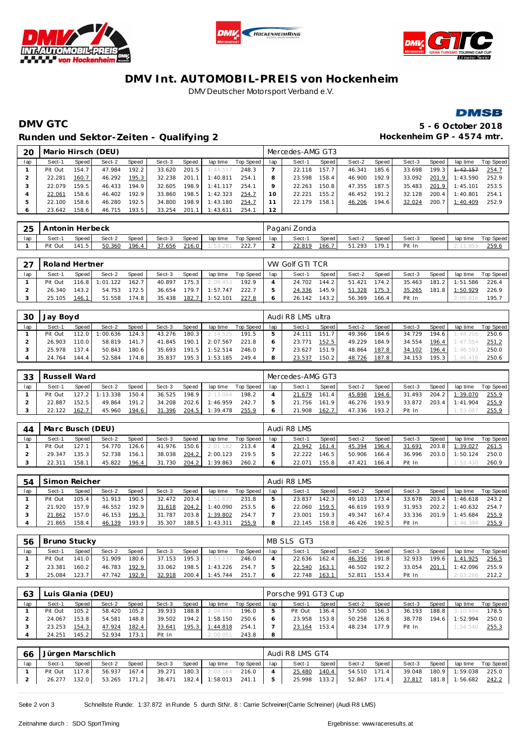# DMV Int. AUTOMOBIL-PREIS von Hockenheim

DMV Deutscher Motorsport Verband e.V.

## DMV GTC

**5 - 6 October 2018**

## Runden und Sektor-Zeiten - Qualifying 2

**Hockenheim GP - 4574 mtr.**

### 20 Mario Hirsch (DEU) — Mercedes-AMG GT3

| lap | Sect-1 | Speed | Sect-2 | Speed | Sect-3 | Speed | lap time | Top Speed | lap | Sect-1 | Speed | Sect-2 | Speed | Sect-3 | Speed | lap time | Top Speed |
|---|---|---|---|---|---|---|---|---|---|---|---|---|---|---|---|---|---|
| 1 | Pit Out | 154.7 | 47.984 | 192.2 | 33.620 | 201.5 | 1:44.517 | 248.3 | 7 | 22.118 | 157.7 | 46.341 | 185.6 | 33.698 | 199.3 | 1:42.157 | 254.7 |
| 2 | 22.281 | 160.7 | 46.292 | 195.3 | 32.238 | 201.1 | 1:40.811 | 254.1 | 8 | 23.598 | 158.4 | 46.900 | 192.9 | 33.092 | 201.9 | 1:43.590 | 252.9 |
| 3 | 22.079 | 159.5 | 46.433 | 194.9 | 32.605 | 198.9 | 1:41.117 | 254.1 | 9 | 22.263 | 150.8 | 47.355 | 187.5 | 35.483 | 201.9 | 1:45.101 | 253.5 |
| 4 | 22.061 | 158.6 | 46.402 | 192.9 | 33.860 | 198.5 | 1:42.323 | 254.7 | 10 | 22.221 | 155.2 | 46.452 | 191.2 | 32.128 | 200.4 | 1:40.801 | 254.1 |
| 5 | 22.100 | 158.6 | 46.280 | 192.5 | 34.800 | 198.9 | 1:43.180 | 254.7 | 11 | 22.179 | 158.1 | 46.206 | 194.6 | 32.024 | 200.7 | 1:40.409 | 252.9 |
| 6 | 23.642 | 158.6 | 46.715 | 193.5 | 33.254 | 201.1 | 1:43.611 | 254.1 | 12 | | | | | | | | |

### 25 Antonin Herbeck — Pagani Zonda

| lap | Sect-1 | Speed | Sect-2 | Speed | Sect-3 | Speed | lap time | Top Speed | lap | Sect-1 | Speed | Sect-2 | Speed | Sect-3 | Speed | lap time | Top Speed |
|---|---|---|---|---|---|---|---|---|---|---|---|---|---|---|---|---|---|
| 1 | Pit Out | 141.5 | 50.360 | 196.4 | 37.656 | 216.0 | 1:53.281 | 222.7 | 2 | 22.819 | 166.7 | 51.293 | 179.1 | Pit In | | 2:11.855 | 259.6 |

### 27 Roland Hertner — VW Golf GTI TCR

| lap | Sect-1 | Speed | Sect-2 | Speed | Sect-3 | Speed | lap time | Top Speed | lap | Sect-1 | Speed | Sect-2 | Speed | Sect-3 | Speed | lap time | Top Speed |
|---|---|---|---|---|---|---|---|---|---|---|---|---|---|---|---|---|---|
| 1 | Pit Out | 116.8 | 1:01.122 | 162.7 | 40.897 | 175.3 | 2:09.453 | 192.9 | 4 | 24.702 | 144.2 | 51.421 | 174.2 | 35.463 | 181.2 | 1:51.586 | 226.4 |
| 2 | 26.340 | 143.2 | 54.753 | 172.5 | 36.654 | 179.7 | 1:57.747 | 222.7 | 5 | 24.336 | 145.9 | 51.328 | 175.3 | 35.265 | 181.8 | 1:50.929 | 226.9 |
| 3 | 25.105 | 146.1 | 51.558 | 174.8 | 35.438 | 182.7 | 1:52.101 | 227.8 | 6 | 26.142 | 143.2 | 56.369 | 166.4 | Pit In | | 2:09.816 | 195.7 |

### 30 Jay Boyd — Audi R8 LMS ultra

| lap | Sect-1 | Speed | Sect-2 | Speed | Sect-3 | Speed | lap time | Top Speed | lap | Sect-1 | Speed | Sect-2 | Speed | Sect-3 | Speed | lap time | Top Speed |
|---|---|---|---|---|---|---|---|---|---|---|---|---|---|---|---|---|---|
| 1 | Pit Out | 112.0 | 1:00.636 | 124.3 | 43.276 | 180.3 | 2:14.525 | 191.5 | 5 | 24.111 | 151.7 | 49.366 | 184.6 | 34.729 | 194.6 | 1:48.206 | 250.6 |
| 2 | 26.903 | 110.0 | 58.819 | 141.7 | 41.845 | 190.1 | 2:07.567 | 221.8 | 6 | 23.771 | 152.5 | 49.229 | 184.9 | 34.554 | 196.4 | 1:47.554 | 251.2 |
| 3 | 25.978 | 137.4 | 50.843 | 180.6 | 35.693 | 191.5 | 1:52.514 | 246.0 | 7 | 23.627 | 151.9 | 48.864 | 187.8 | 34.102 | 196.4 | 1:46.593 | 250.0 |
| 4 | 24.764 | 144.4 | 52.584 | 174.8 | 35.837 | 195.3 | 1:53.185 | 249.4 | 8 | 23.537 | 150.2 | 48.726 | 187.8 | 34.153 | 195.3 | 1:46.416 | 250.6 |

### 33 Russell Ward — Mercedes-AMG GT3

| lap | Sect-1 | Speed | Sect-2 | Speed | Sect-3 | Speed | lap time | Top Speed | lap | Sect-1 | Speed | Sect-2 | Speed | Sect-3 | Speed | lap time | Top Speed |
|---|---|---|---|---|---|---|---|---|---|---|---|---|---|---|---|---|---|
| 1 | Pit Out | 127.2 | 1:13.338 | 150.4 | 36.525 | 198.9 | 2:13.064 | 198.2 | 4 | 21.679 | 161.4 | 45.898 | 194.6 | 31.493 | 204.2 | 1:39.070 | 255.9 |
| 2 | 22.887 | 152.5 | 49.864 | 191.2 | 34.208 | 202.6 | 1:46.959 | 242.7 | 5 | 21.756 | 161.9 | 46.276 | 193.9 | 33.872 | 203.4 | 1:41.904 | 255.9 |
| 3 | 22.122 | 162.7 | 45.960 | 194.6 | 31.396 | 204.5 | 1:39.478 | 255.9 | 6 | 21.908 | 162.7 | 47.336 | 193.2 | Pit In | | 1:53.087 | 255.9 |

### 44 Marc Busch (DEU) — Audi R8 LMS

| lap | Sect-1 | Speed | Sect-2 | Speed | Sect-3 | Speed | lap time | Top Speed | lap | Sect-1 | Speed | Sect-2 | Speed | Sect-3 | Speed | lap time | Top Speed |
|---|---|---|---|---|---|---|---|---|---|---|---|---|---|---|---|---|---|
| 1 | Pit Out | 127.1 | 54.770 | 126.6 | 41.976 | 150.6 | 2:01.182 | 213.4 | 4 | 21.942 | 161.4 | 45.394 | 196.4 | 31.691 | 203.8 | 1:39.027 | 261.5 |
| 2 | 29.347 | 135.3 | 52.738 | 156.1 | 38.038 | 204.2 | 2:00.123 | 219.5 | 5 | 22.222 | 146.5 | 50.906 | 166.4 | 36.996 | 203.0 | 1:50.124 | 250.0 |
| 3 | 22.311 | 158.1 | 45.822 | 196.4 | 31.730 | 204.2 | 1:39.863 | 260.2 | 6 | 22.071 | 155.8 | 47.421 | 166.4 | Pit In | | 1:52.430 | 260.9 |

### 54 Simon Reicher — Audi R8 LMS

| lap | Sect-1 | Speed | Sect-2 | Speed | Sect-3 | Speed | lap time | Top Speed | lap | Sect-1 | Speed | Sect-2 | Speed | Sect-3 | Speed | lap time | Top Speed |
|---|---|---|---|---|---|---|---|---|---|---|---|---|---|---|---|---|---|
| 1 | Pit Out | 105.4 | 51.913 | 190.5 | 32.472 | 203.4 | 1:51.637 | 231.8 | 5 | 23.837 | 142.3 | 49.103 | 173.4 | 33.678 | 203.4 | 1:46.618 | 243.2 |
| 2 | 21.920 | 157.9 | 46.552 | 192.9 | 31.618 | 204.2 | 1:40.090 | 253.5 | 6 | 22.060 | 159.5 | 46.619 | 193.9 | 31.953 | 202.2 | 1:40.632 | 254.7 |
| 3 | 21.862 | 157.0 | 46.153 | 195.3 | 31.787 | 203.8 | 1:39.802 | 254.7 | 7 | 23.001 | 159.3 | 49.347 | 167.4 | 33.336 | 201.9 | 1:45.684 | 255.9 |
| 4 | 21.865 | 158.4 | 46.139 | 193.9 | 35.307 | 188.5 | 1:43.311 | 255.9 | 8 | 22.145 | 158.8 | 46.426 | 192.5 | Pit In | | 1:46.394 | 255.9 |

### 56 Bruno Stucky — MB SLS GT3

| lap | Sect-1 | Speed | Sect-2 | Speed | Sect-3 | Speed | lap time | Top Speed | lap | Sect-1 | Speed | Sect-2 | Speed | Sect-3 | Speed | lap time | Top Speed |
|---|---|---|---|---|---|---|---|---|---|---|---|---|---|---|---|---|---|
| 1 | Pit Out | 141.0 | 51.909 | 180.6 | 37.153 | 195.3 | 1:53.137 | 246.0 | 4 | 22.636 | 162.4 | 46.356 | 191.8 | 32.933 | 199.6 | 1:41.925 | 256.5 |
| 2 | 23.381 | 160.2 | 46.783 | 192.9 | 33.062 | 198.5 | 1:43.226 | 254.7 | 5 | 22.540 | 163.1 | 46.502 | 192.2 | 33.054 | 201.1 | 1:42.096 | 255.9 |
| 3 | 25.084 | 123.7 | 47.742 | 192.9 | 32.918 | 200.4 | 1:45.744 | 251.7 | 6 | 22.748 | 163.1 | 52.811 | 153.4 | Pit In | | 2:03.266 | 212.2 |

### 63 Luis Glania (DEU) — Porsche 991 GT3 Cup

| lap | Sect-1 | Speed | Sect-2 | Speed | Sect-3 | Speed | lap time | Top Speed | lap | Sect-1 | Speed | Sect-2 | Speed | Sect-3 | Speed | lap time | Top Speed |
|---|---|---|---|---|---|---|---|---|---|---|---|---|---|---|---|---|---|
| 1 | Pit Out | 105.2 | 58.420 | 105.2 | 39.933 | 188.8 | 2:04.074 | 196.0 | 5 | Pit Out | 136.4 | 57.500 | 156.3 | 36.193 | 188.8 | 3:10.694 | 178.5 |
| 2 | 24.067 | 153.8 | 54.581 | 148.8 | 39.502 | 194.2 | 1:58.150 | 250.6 | 6 | 23.958 | 153.8 | 50.258 | 126.8 | 38.778 | 194.6 | 1:52.994 | 250.0 |
| 3 | 23.253 | 154.3 | 47.924 | 182.4 | 33.641 | 195.3 | 1:44.818 | 254.1 | 7 | 23.164 | 153.4 | 48.234 | 177.9 | Pit In | | 1:54.540 | 255.3 |
| 4 | 24.251 | 145.2 | 52.934 | 173.1 | Pit In | | 2:00.051 | 243.8 | 8 | | | | | | | | |

### 66 Jürgen Marschlich — Audi R8 LMS GT4

| lap | Sect-1 | Speed | Sect-2 | Speed | Sect-3 | Speed | lap time | Top Speed | lap | Sect-1 | Speed | Sect-2 | Speed | Sect-3 | Speed | lap time | Top Speed |
|---|---|---|---|---|---|---|---|---|---|---|---|---|---|---|---|---|---|
| 1 | Pit Out | 117.8 | 56.937 | 167.4 | 39.271 | 180.3 | 2:03.164 | 216.0 | 4 | 25.480 | 140.4 | 54.510 | 171.4 | 39.048 | 180.9 | 1:59.038 | 225.0 |
| 2 | 26.277 | 132.0 | 53.265 | 171.2 | 38.471 | 182.4 | 1:58.013 | 241.1 | 5 | 25.998 | 133.2 | 52.867 | 171.4 | 37.817 | 181.8 | 1:56.682 | 242.2 |

Schnellste Runde: 1:37.872 in Runde 5 durch StNr. 8 : Carrie Schreiner(Carrie Schreiner) (Audi R8 LMS)

Zeitnahme durch : SDO SportTiming

Ergebnisse: www.raceresults.at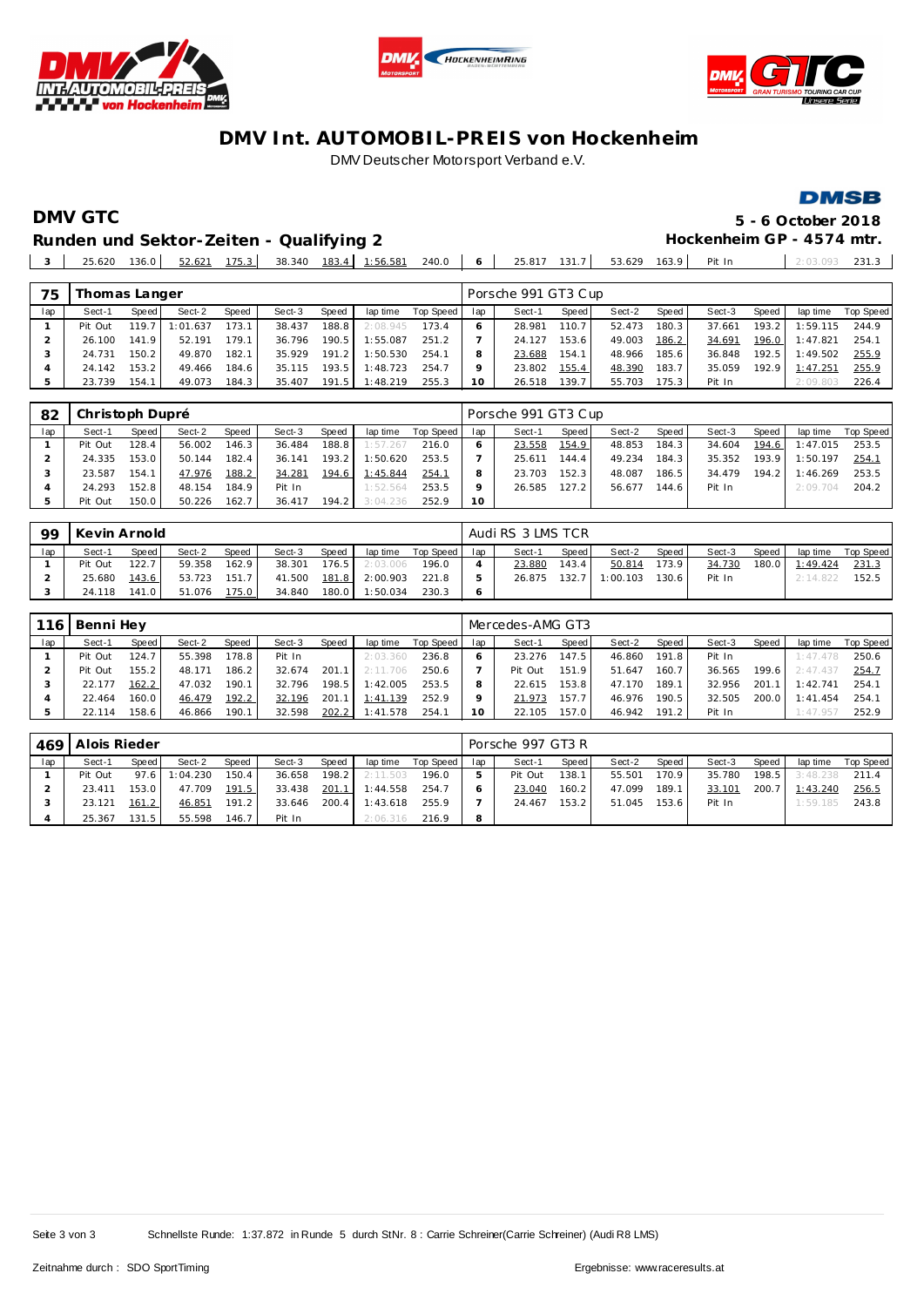# DMV Int. AUTOMOBIL-PREIS von Hockenheim

DMV Deutscher Motorsport Verband e.V.

## DMV GTC

**Runden und Sektor-Zeiten - Qualifying 2**

**5 - 6 October 2018**
**Hockenheim GP - 4574 mtr.**

| lap | Sect-1 | Speed | Sect-2 | Speed | Sect-3 | Speed | lap time | Top Speed | lap | Sect-1 | Speed | Sect-2 | Speed | Sect-3 | Speed | lap time | Top Speed |
|---|---|---|---|---|---|---|---|---|---|---|---|---|---|---|---|---|---|
| 3 | 25.620 | 136.0 | 52.621 | 175.3 | 38.340 | 183.4 | 1:56.581 | 240.0 | 6 | 25.817 | 131.7 | 53.629 | 163.9 | Pit In | | 2:03.093 | 231.3 |

**75 Thomas Langer** — Porsche 991 GT3 Cup

| lap | Sect-1 | Speed | Sect-2 | Speed | Sect-3 | Speed | lap time | Top Speed | lap | Sect-1 | Speed | Sect-2 | Speed | Sect-3 | Speed | lap time | Top Speed |
|---|---|---|---|---|---|---|---|---|---|---|---|---|---|---|---|---|---|
| 1 | Pit Out | 119.7 | 1:01.637 | 173.1 | 38.437 | 188.8 | 2:08.945 | 173.4 | 6 | 28.981 | 110.7 | 52.473 | 180.3 | 37.661 | 193.2 | 1:59.115 | 244.9 |
| 2 | 26.100 | 141.9 | 52.191 | 179.1 | 36.796 | 190.5 | 1:55.087 | 251.2 | 7 | 24.127 | 153.6 | 49.003 | 186.2 | 34.691 | 196.0 | 1:47.821 | 254.1 |
| 3 | 24.731 | 150.2 | 49.870 | 182.1 | 35.929 | 191.2 | 1:50.530 | 254.1 | 8 | 23.688 | 154.1 | 48.966 | 185.6 | 36.848 | 192.5 | 1:49.502 | 255.9 |
| 4 | 24.142 | 153.2 | 49.466 | 184.6 | 35.115 | 193.5 | 1:48.723 | 254.7 | 9 | 23.802 | 155.4 | 48.390 | 183.7 | 35.059 | 192.9 | 1:47.251 | 255.9 |
| 5 | 23.739 | 154.1 | 49.073 | 184.3 | 35.407 | 191.5 | 1:48.219 | 255.3 | 10 | 26.518 | 139.7 | 55.703 | 175.3 | Pit In | | 2:09.803 | 226.4 |

**82 Christoph Dupré** — Porsche 991 GT3 Cup

| lap | Sect-1 | Speed | Sect-2 | Speed | Sect-3 | Speed | lap time | Top Speed | lap | Sect-1 | Speed | Sect-2 | Speed | Sect-3 | Speed | lap time | Top Speed |
|---|---|---|---|---|---|---|---|---|---|---|---|---|---|---|---|---|---|
| 1 | Pit Out | 128.4 | 56.002 | 146.3 | 36.484 | 188.8 | 1:57.267 | 216.0 | 6 | 23.558 | 154.9 | 48.853 | 184.3 | 34.604 | 194.6 | 1:47.015 | 253.5 |
| 2 | 24.335 | 153.0 | 50.144 | 182.4 | 36.141 | 193.2 | 1:50.620 | 253.5 | 7 | 25.611 | 144.4 | 49.234 | 184.3 | 35.352 | 193.9 | 1:50.197 | 254.1 |
| 3 | 23.587 | 154.1 | 47.976 | 188.2 | 34.281 | 194.6 | 1:45.844 | 254.1 | 8 | 23.703 | 152.3 | 48.087 | 186.5 | 34.479 | 194.2 | 1:46.269 | 253.5 |
| 4 | 24.293 | 152.8 | 48.154 | 184.9 | Pit In | | 1:52.564 | 253.5 | 9 | 26.585 | 127.2 | 56.677 | 144.6 | Pit In | | 2:09.704 | 204.2 |
| 5 | Pit Out | 150.0 | 50.226 | 162.7 | 36.417 | 194.2 | 3:04.236 | 252.9 | 10 | | | | | | | | |

**99 Kevin Arnold** — Audi RS 3 LMS TCR

| lap | Sect-1 | Speed | Sect-2 | Speed | Sect-3 | Speed | lap time | Top Speed | lap | Sect-1 | Speed | Sect-2 | Speed | Sect-3 | Speed | lap time | Top Speed |
|---|---|---|---|---|---|---|---|---|---|---|---|---|---|---|---|---|---|
| 1 | Pit Out | 122.7 | 59.358 | 162.9 | 38.301 | 176.5 | 2:03.006 | 196.0 | 4 | 23.880 | 143.4 | 50.814 | 173.9 | 34.730 | 180.0 | 1:49.424 | 231.3 |
| 2 | 25.680 | 143.6 | 53.723 | 151.7 | 41.500 | 181.8 | 2:00.903 | 221.8 | 5 | 26.875 | 132.7 | 1:00.103 | 130.6 | Pit In | | 2:14.822 | 152.5 |
| 3 | 24.118 | 141.0 | 51.076 | 175.0 | 34.840 | 180.0 | 1:50.034 | 230.3 | 6 | | | | | | | | |

**116 Benni Hey** — Mercedes-AMG GT3

| lap | Sect-1 | Speed | Sect-2 | Speed | Sect-3 | Speed | lap time | Top Speed | lap | Sect-1 | Speed | Sect-2 | Speed | Sect-3 | Speed | lap time | Top Speed |
|---|---|---|---|---|---|---|---|---|---|---|---|---|---|---|---|---|---|
| 1 | Pit Out | 124.7 | 55.398 | 178.8 | Pit In | | 2:03.360 | 236.8 | 6 | 23.276 | 147.5 | 46.860 | 191.8 | Pit In | | 1:47.478 | 250.6 |
| 2 | Pit Out | 155.2 | 48.171 | 186.2 | 32.674 | 201.1 | 2:11.706 | 250.6 | 7 | Pit Out | 151.9 | 51.647 | 160.7 | 36.565 | 199.6 | 2:47.437 | 254.7 |
| 3 | 22.177 | 162.2 | 47.032 | 190.1 | 32.796 | 198.5 | 1:42.005 | 253.5 | 8 | 22.615 | 153.8 | 47.170 | 189.1 | 32.956 | 201.1 | 1:42.741 | 254.1 |
| 4 | 22.464 | 160.0 | 46.479 | 192.2 | 32.196 | 201.1 | 1:41.139 | 252.9 | 9 | 21.973 | 157.7 | 46.976 | 190.5 | 32.505 | 200.0 | 1:41.454 | 254.1 |
| 5 | 22.114 | 158.6 | 46.866 | 190.1 | 32.598 | 202.2 | 1:41.578 | 254.1 | 10 | 22.105 | 157.0 | 46.942 | 191.2 | Pit In | | 1:47.957 | 252.9 |

**469 Alois Rieder** — Porsche 997 GT3 R

| lap | Sect-1 | Speed | Sect-2 | Speed | Sect-3 | Speed | lap time | Top Speed | lap | Sect-1 | Speed | Sect-2 | Speed | Sect-3 | Speed | lap time | Top Speed |
|---|---|---|---|---|---|---|---|---|---|---|---|---|---|---|---|---|---|
| 1 | Pit Out | 97.6 | 1:04.230 | 150.4 | 36.658 | 198.2 | 2:11.503 | 196.0 | 5 | Pit Out | 138.1 | 55.501 | 170.9 | 35.780 | 198.5 | 3:48.238 | 211.4 |
| 2 | 23.411 | 153.0 | 47.709 | 191.5 | 33.438 | 201.1 | 1:44.558 | 254.7 | 6 | 23.040 | 160.2 | 47.099 | 189.1 | 33.101 | 200.7 | 1:43.240 | 256.5 |
| 3 | 23.121 | 161.2 | 46.851 | 191.2 | 33.646 | 200.4 | 1:43.618 | 255.9 | 7 | 24.467 | 153.2 | 51.045 | 153.6 | Pit In | | 1:59.185 | 243.8 |
| 4 | 25.367 | 131.5 | 55.598 | 146.7 | Pit In | | 2:06.316 | 216.9 | 8 | | | | | | | | |

Schnellste Runde: 1:37.872 in Runde 5 durch StNr. 8 : Carrie Schreiner(Carrie Schreiner) (Audi R8 LMS)

Zeitnahme durch : SDO SportTiming

Ergebnisse: www.raceresults.at